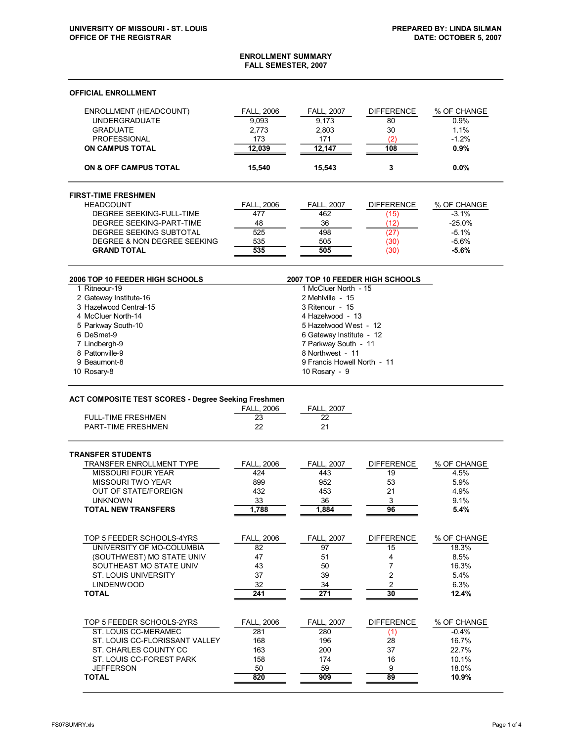UNIVERSITY OF MISSOURI - ST. LOUIS
OFFICE OF THE REGISTRAR

PREPARED BY: LINDA SILMAN
DATE: OCTOBER 5, 2007

# ENROLLMENT SUMMARY
## FALL SEMESTER, 2007

### OFFICIAL ENROLLMENT

| ENROLLMENT (HEADCOUNT) | FALL, 2006 | FALL, 2007 | DIFFERENCE | % OF CHANGE |
|---|---|---|---|---|
| UNDERGRADUATE | 9,093 | 9,173 | 80 | 0.9% |
| GRADUATE | 2,773 | 2,803 | 30 | 1.1% |
| PROFESSIONAL | 173 | 171 | (2) | -1.2% |
| **ON CAMPUS TOTAL** | **12,039** | **12,147** | **108** | **0.9%** |
| **ON & OFF CAMPUS TOTAL** | **15,540** | **15,543** | **3** | **0.0%** |

### FIRST-TIME FRESHMEN

| HEADCOUNT | FALL, 2006 | FALL, 2007 | DIFFERENCE | % OF CHANGE |
|---|---|---|---|---|
| DEGREE SEEKING-FULL-TIME | 477 | 462 | (15) | -3.1% |
| DEGREE SEEKING-PART-TIME | 48 | 36 | (12) | -25.0% |
| DEGREE SEEKING SUBTOTAL | 525 | 498 | (27) | -5.1% |
| DEGREE & NON DEGREE SEEKING | 535 | 505 | (30) | -5.6% |
| **GRAND TOTAL** | **535** | **505** | (30) | **-5.6%** |

| 2006 TOP 10 FEEDER HIGH SCHOOLS | 2007 TOP 10 FEEDER HIGH SCHOOLS |
|---|---|
| 1 Ritneour-19 | 1 McCluer North - 15 |
| 2 Gateway Institute-16 | 2 Mehlville - 15 |
| 3 Hazelwood Central-15 | 3 Ritenour - 15 |
| 4 McCluer North-14 | 4 Hazelwood - 13 |
| 5 Parkway South-10 | 5 Hazelwood West - 12 |
| 6 DeSmet-9 | 6 Gateway Institute - 12 |
| 7 Lindbergh-9 | 7 Parkway South - 11 |
| 8 Pattonville-9 | 8 Northwest - 11 |
| 9 Beaumont-8 | 9 Francis Howell North - 11 |
| 10 Rosary-8 | 10 Rosary - 9 |

### ACT COMPOSITE TEST SCORES - Degree Seeking Freshmen

| | FALL, 2006 | FALL, 2007 |
|---|---|---|
| FULL-TIME FRESHMEN | 23 | 22 |
| PART-TIME FRESHMEN | 22 | 21 |

### TRANSFER STUDENTS

| TRANSFER ENROLLMENT TYPE | FALL, 2006 | FALL, 2007 | DIFFERENCE | % OF CHANGE |
|---|---|---|---|---|
| MISSOURI FOUR YEAR | 424 | 443 | 19 | 4.5% |
| MISSOURI TWO YEAR | 899 | 952 | 53 | 5.9% |
| OUT OF STATE/FOREIGN | 432 | 453 | 21 | 4.9% |
| UNKNOWN | 33 | 36 | 3 | 9.1% |
| **TOTAL NEW TRANSFERS** | **1,788** | **1,884** | **96** | **5.4%** |

| TOP 5 FEEDER SCHOOLS-4YRS | FALL, 2006 | FALL, 2007 | DIFFERENCE | % OF CHANGE |
|---|---|---|---|---|
| UNIVERSITY OF MO-COLUMBIA | 82 | 97 | 15 | 18.3% |
| (SOUTHWEST) MO STATE UNIV | 47 | 51 | 4 | 8.5% |
| SOUTHEAST MO STATE UNIV | 43 | 50 | 7 | 16.3% |
| ST. LOUIS UNIVERSITY | 37 | 39 | 2 | 5.4% |
| LINDENWOOD | 32 | 34 | 2 | 6.3% |
| **TOTAL** | **241** | **271** | **30** | **12.4%** |

| TOP 5 FEEDER SCHOOLS-2YRS | FALL, 2006 | FALL, 2007 | DIFFERENCE | % OF CHANGE |
|---|---|---|---|---|
| ST. LOUIS CC-MERAMEC | 281 | 280 | (1) | -0.4% |
| ST. LOUIS CC-FLORISSANT VALLEY | 168 | 196 | 28 | 16.7% |
| ST. CHARLES COUNTY CC | 163 | 200 | 37 | 22.7% |
| ST. LOUIS CC-FOREST PARK | 158 | 174 | 16 | 10.1% |
| JEFFERSON | 50 | 59 | 9 | 18.0% |
| **TOTAL** | **820** | **909** | **89** | **10.9%** |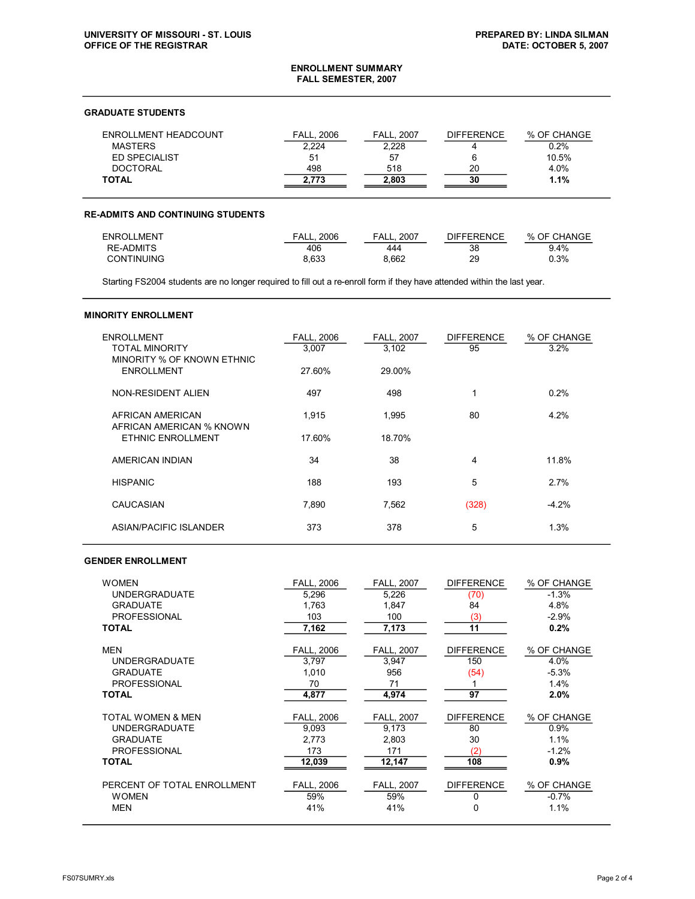UNIVERSITY OF MISSOURI - ST. LOUIS
OFFICE OF THE REGISTRAR

PREPARED BY: LINDA SILMAN
DATE: OCTOBER 5, 2007

## ENROLLMENT SUMMARY
## FALL SEMESTER, 2007

### GRADUATE STUDENTS

| ENROLLMENT HEADCOUNT | FALL, 2006 | FALL, 2007 | DIFFERENCE | % OF CHANGE |
|---|---|---|---|---|
| MASTERS | 2,224 | 2,228 | 4 | 0.2% |
| ED SPECIALIST | 51 | 57 | 6 | 10.5% |
| DOCTORAL | 498 | 518 | 20 | 4.0% |
| **TOTAL** | **2,773** | **2,803** | **30** | **1.1%** |

### RE-ADMITS AND CONTINUING STUDENTS

| ENROLLMENT | FALL, 2006 | FALL, 2007 | DIFFERENCE | % OF CHANGE |
|---|---|---|---|---|
| RE-ADMITS | 406 | 444 | 38 | 9.4% |
| CONTINUING | 8,633 | 8,662 | 29 | 0.3% |

Starting FS2004 students are no longer required to fill out a re-enroll form if they have attended within the last year.

### MINORITY ENROLLMENT

| ENROLLMENT | FALL, 2006 | FALL, 2007 | DIFFERENCE | % OF CHANGE |
|---|---|---|---|---|
| TOTAL MINORITY | 3,007 | 3,102 | 95 | 3.2% |
| MINORITY % OF KNOWN ETHNIC ENROLLMENT | 27.60% | 29.00% | | |
| NON-RESIDENT ALIEN | 497 | 498 | 1 | 0.2% |
| AFRICAN AMERICAN | 1,915 | 1,995 | 80 | 4.2% |
| AFRICAN AMERICAN % KNOWN ETHNIC ENROLLMENT | 17.60% | 18.70% | | |
| AMERICAN INDIAN | 34 | 38 | 4 | 11.8% |
| HISPANIC | 188 | 193 | 5 | 2.7% |
| CAUCASIAN | 7,890 | 7,562 | (328) | -4.2% |
| ASIAN/PACIFIC ISLANDER | 373 | 378 | 5 | 1.3% |

### GENDER ENROLLMENT

| WOMEN | FALL, 2006 | FALL, 2007 | DIFFERENCE | % OF CHANGE |
|---|---|---|---|---|
| UNDERGRADUATE | 5,296 | 5,226 | (70) | -1.3% |
| GRADUATE | 1,763 | 1,847 | 84 | 4.8% |
| PROFESSIONAL | 103 | 100 | (3) | -2.9% |
| **TOTAL** | **7,162** | **7,173** | **11** | **0.2%** |

| MEN | FALL, 2006 | FALL, 2007 | DIFFERENCE | % OF CHANGE |
|---|---|---|---|---|
| UNDERGRADUATE | 3,797 | 3,947 | 150 | 4.0% |
| GRADUATE | 1,010 | 956 | (54) | -5.3% |
| PROFESSIONAL | 70 | 71 | 1 | 1.4% |
| **TOTAL** | **4,877** | **4,974** | **97** | **2.0%** |

| TOTAL WOMEN & MEN | FALL, 2006 | FALL, 2007 | DIFFERENCE | % OF CHANGE |
|---|---|---|---|---|
| UNDERGRADUATE | 9,093 | 9,173 | 80 | 0.9% |
| GRADUATE | 2,773 | 2,803 | 30 | 1.1% |
| PROFESSIONAL | 173 | 171 | (2) | -1.2% |
| **TOTAL** | **12,039** | **12,147** | **108** | **0.9%** |

| PERCENT OF TOTAL ENROLLMENT | FALL, 2006 | FALL, 2007 | DIFFERENCE | % OF CHANGE |
|---|---|---|---|---|
| WOMEN | 59% | 59% | 0 | -0.7% |
| MEN | 41% | 41% | 0 | 1.1% |

FS07SUMRY.xls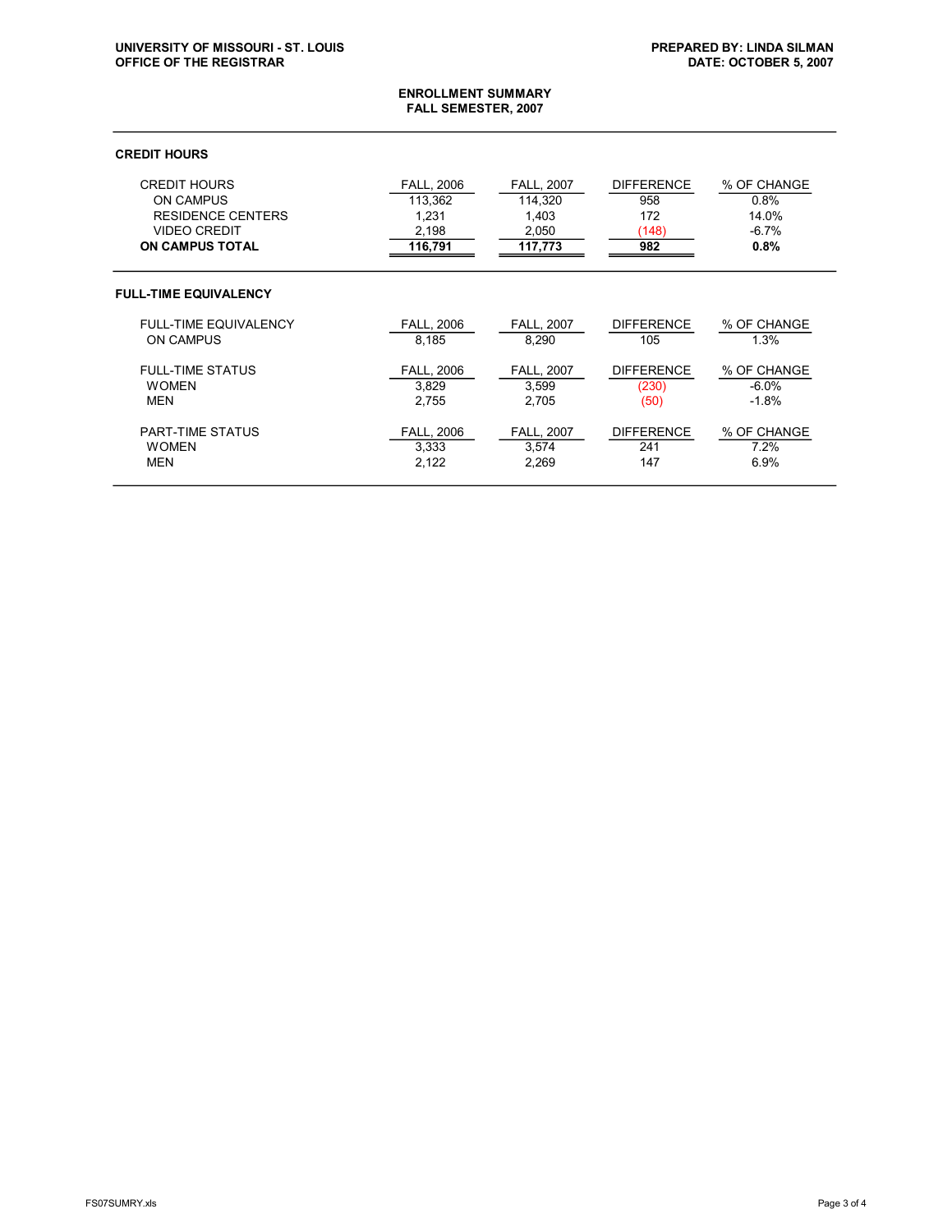UNIVERSITY OF MISSOURI - ST. LOUIS
OFFICE OF THE REGISTRAR

PREPARED BY: LINDA SILMAN
DATE: OCTOBER 5, 2007

## ENROLLMENT SUMMARY
## FALL SEMESTER, 2007

### CREDIT HOURS

| CREDIT HOURS | FALL, 2006 | FALL, 2007 | DIFFERENCE | % OF CHANGE |
|---|---|---|---|---|
| ON CAMPUS | 113,362 | 114,320 | 958 | 0.8% |
| RESIDENCE CENTERS | 1,231 | 1,403 | 172 | 14.0% |
| VIDEO CREDIT | 2,198 | 2,050 | (148) | -6.7% |
| **ON CAMPUS TOTAL** | **116,791** | **117,773** | **982** | **0.8%** |

### FULL-TIME EQUIVALENCY

| FULL-TIME EQUIVALENCY | FALL, 2006 | FALL, 2007 | DIFFERENCE | % OF CHANGE |
|---|---|---|---|---|
| ON CAMPUS | 8,185 | 8,290 | 105 | 1.3% |

| FULL-TIME STATUS | FALL, 2006 | FALL, 2007 | DIFFERENCE | % OF CHANGE |
|---|---|---|---|---|
| WOMEN | 3,829 | 3,599 | (230) | -6.0% |
| MEN | 2,755 | 2,705 | (50) | -1.8% |

| PART-TIME STATUS | FALL, 2006 | FALL, 2007 | DIFFERENCE | % OF CHANGE |
|---|---|---|---|---|
| WOMEN | 3,333 | 3,574 | 241 | 7.2% |
| MEN | 2,122 | 2,269 | 147 | 6.9% |

FS07SUMRY.xls